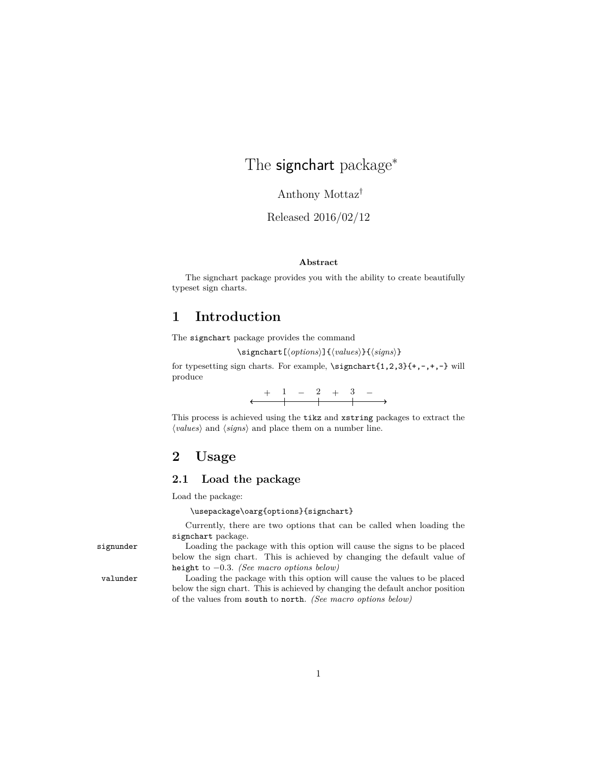# The signchart package[*]

Anthony Mottaz[†]

Released 2016/02/12

**Abstract**

The signchart package provides you with the ability to create beautifully typeset sign charts.

## 1 Introduction

The `signchart` package provides the command

`\signchart[⟨options⟩]{⟨values⟩}{⟨signs⟩}`

for typesetting sign charts. For example, `\signchart{1,2,3}{+,-,+,-}` will produce

$$\overset{+ \quad 1 \quad - \quad 2 \quad + \quad 3 \quad -}{\longleftarrow\!\!\!\longrightarrow}$$

This process is achieved using the `tikz` and `xstring` packages to extract the ⟨*values*⟩ and ⟨*signs*⟩ and place them on a number line.

## 2 Usage

### 2.1 Load the package

Load the package:

```
\usepackage\oarg{options}{signchart}
```

Currently, there are two options that can be called when loading the `signchart` package.

`signunder` Loading the package with this option will cause the signs to be placed below the sign chart. This is achieved by changing the default value of `height` to $-0.3$. *(See macro options below)*

`valunder` Loading the package with this option will cause the values to be placed below the sign chart. This is achieved by changing the default anchor position of the values from `south` to `north`. *(See macro options below)*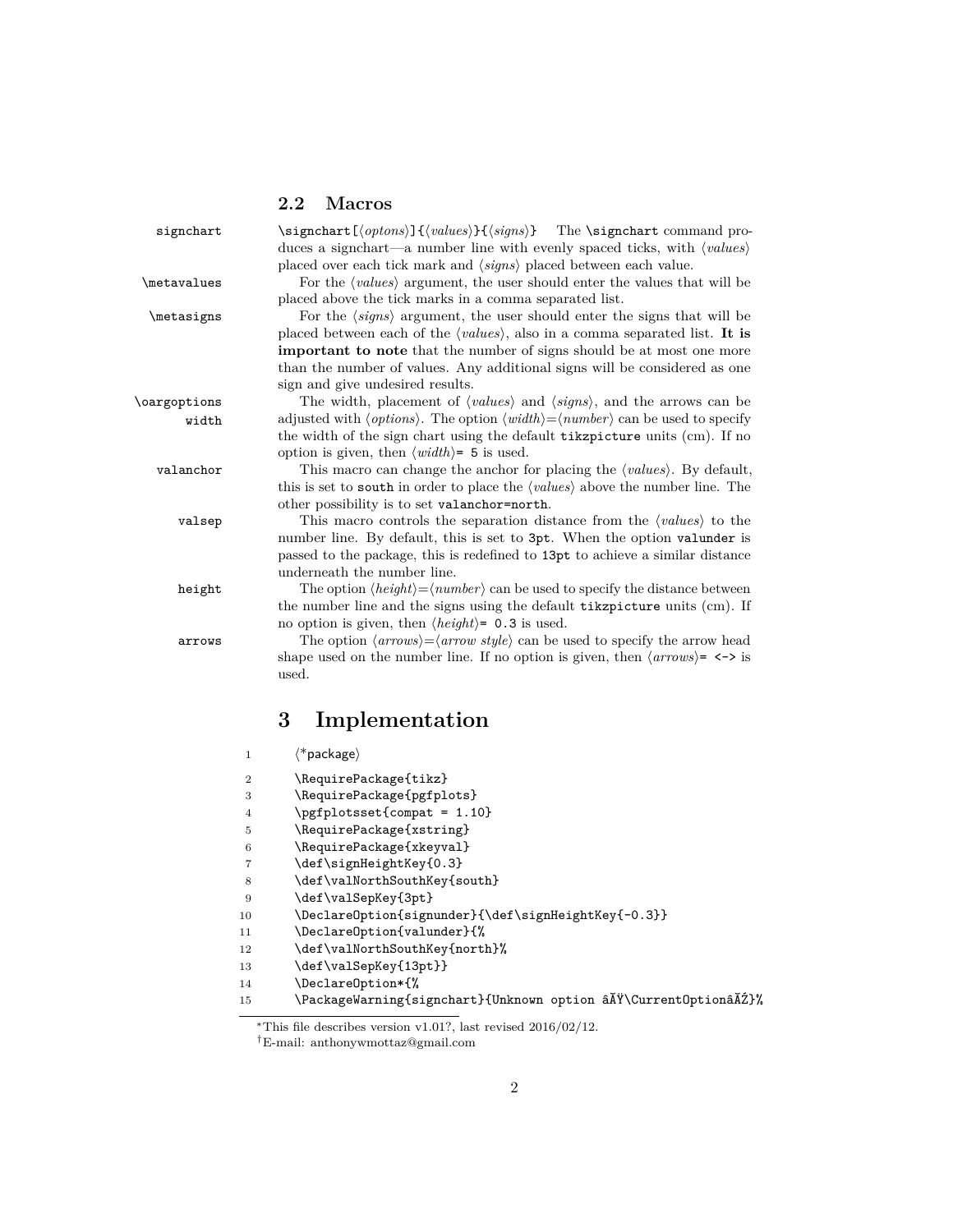## 2.2 Macros

signchart

\signchart[⟨optons⟩]{⟨values⟩}{⟨signs⟩} The \signchart command produces a signchart—a number line with evenly spaced ticks, with ⟨values⟩ placed over each tick mark and ⟨signs⟩ placed between each value.

\metavalues

For the ⟨values⟩ argument, the user should enter the values that will be placed above the tick marks in a comma separated list.

\metasigns

For the ⟨signs⟩ argument, the user should enter the signs that will be placed between each of the ⟨values⟩, also in a comma separated list. **It is important to note** that the number of signs should be at most one more than the number of values. Any additional signs will be considered as one sign and give undesired results.

\oargoptions

width

The width, placement of ⟨values⟩ and ⟨signs⟩, and the arrows can be adjusted with ⟨options⟩. The option ⟨width⟩=⟨number⟩ can be used to specify the width of the sign chart using the default `tikzpicture` units (cm). If no option is given, then ⟨width⟩= `5` is used.

valanchor

This macro can change the anchor for placing the ⟨values⟩. By default, this is set to `south` in order to place the ⟨values⟩ above the number line. The other possibility is to set `valanchor=north`.

valsep

This macro controls the separation distance from the ⟨values⟩ to the number line. By default, this is set to `3pt`. When the option `valunder` is passed to the package, this is redefined to `13pt` to achieve a similar distance underneath the number line.

height

The option ⟨height⟩=⟨number⟩ can be used to specify the distance between the number line and the signs using the default `tikzpicture` units (cm). If no option is given, then ⟨height⟩= `0.3` is used.

arrows

The option ⟨arrows⟩=⟨arrow style⟩ can be used to specify the arrow head shape used on the number line. If no option is given, then ⟨arrows⟩= `<->` is used.

# 3 Implementation

```
1  ⟨*package⟩
2  \RequirePackage{tikz}
3  \RequirePackage{pgfplots}
4  \pgfplotsset{compat = 1.10}
5  \RequirePackage{xstring}
6  \RequirePackage{xkeyval}
7  \def\signHeightKey{0.3}
8  \def\valNorthSouthKey{south}
9  \def\valSepKey{3pt}
10 \DeclareOption{signunder}{\def\signHeightKey{-0.3}}
11 \DeclareOption{valunder}{%
12 \def\valNorthSouthKey{north}%
13 \def\valSepKey{13pt}}
14 \DeclareOption*{%
15 \PackageWarning{signchart}{Unknown option âĂŸ\CurrentOptionâĂŹ}%
```

*This file describes version v1.01?, last revised 2016/02/12.

†E-mail: anthonywmottaz@gmail.com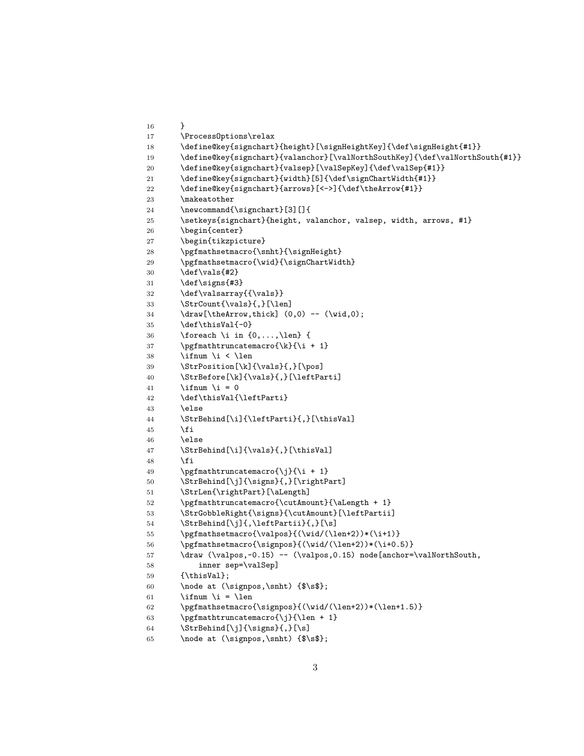```
16      }
17      \ProcessOptions\relax
18      \define@key{signchart}{height}[\signHeightKey]{\def\signHeight{#1}}
19      \define@key{signchart}{valanchor}[\valNorthSouthKey]{\def\valNorthSouth{#1}}
20      \define@key{signchart}{valsep}[\valSepKey]{\def\valSep{#1}}
21      \define@key{signchart}{width}[5]{\def\signChartWidth{#1}}
22      \define@key{signchart}{arrows}[<->]{\def\theArrow{#1}}
23      \makeatother
24      \newcommand{\signchart}[3][]{
25      \setkeys{signchart}{height, valanchor, valsep, width, arrows, #1}
26      \begin{center}
27      \begin{tikzpicture}
28      \pgfmathsetmacro{\snht}{\signHeight}
29      \pgfmathsetmacro{\wid}{\signChartWidth}
30      \def\vals{#2}
31      \def\signs{#3}
32      \def\valsarray{{\vals}}
33      \StrCount{\vals}{,}[\len]
34      \draw[\theArrow,thick] (0,0) -- (\wid,0);
35      \def\thisVal{-0}
36      \foreach \i in {0,...,\len} {
37      \pgfmathtruncatemacro{\k}{\i + 1}
38      \ifnum \i < \len
39      \StrPosition[\k]{\vals}{,}[\pos]
40      \StrBefore[\k]{\vals}{,}[\leftParti]
41      \ifnum \i = 0
42      \def\thisVal{\leftParti}
43      \else
44      \StrBehind[\i]{\leftParti}{,}[\thisVal]
45      \fi
46      \else
47      \StrBehind[\i]{\vals}{,}[\thisVal]
48      \fi
49      \pgfmathtruncatemacro{\j}{\i + 1}
50      \StrBehind[\j]{\signs}{,}[\rightPart]
51      \StrLen{\rightPart}[\aLength]
52      \pgfmathtruncatemacro{\cutAmount}{\aLength + 1}
53      \StrGobbleRight{\signs}{\cutAmount}[\leftPartii]
54      \StrBehind[\j]{,\leftPartii}{,}[\s]
55      \pgfmathsetmacro{\valpos}{(\wid/(\len+2))*(\i+1)}
56      \pgfmathsetmacro{\signpos}{(\wid/(\len+2))*(\i+0.5)}
57      \draw (\valpos,-0.15) -- (\valpos,0.15) node[anchor=\valNorthSouth,
58          inner sep=\valSep]
59      {\thisVal};
60      \node at (\signpos,\snht) {$\s$};
61      \ifnum \i = \len
62      \pgfmathsetmacro{\signpos}{(\wid/(\len+2))*(\len+1.5)}
63      \pgfmathtruncatemacro{\j}{\len + 1}
64      \StrBehind[\j]{\signs}{,}[\s]
65      \node at (\signpos,\snht) {$\s$};
```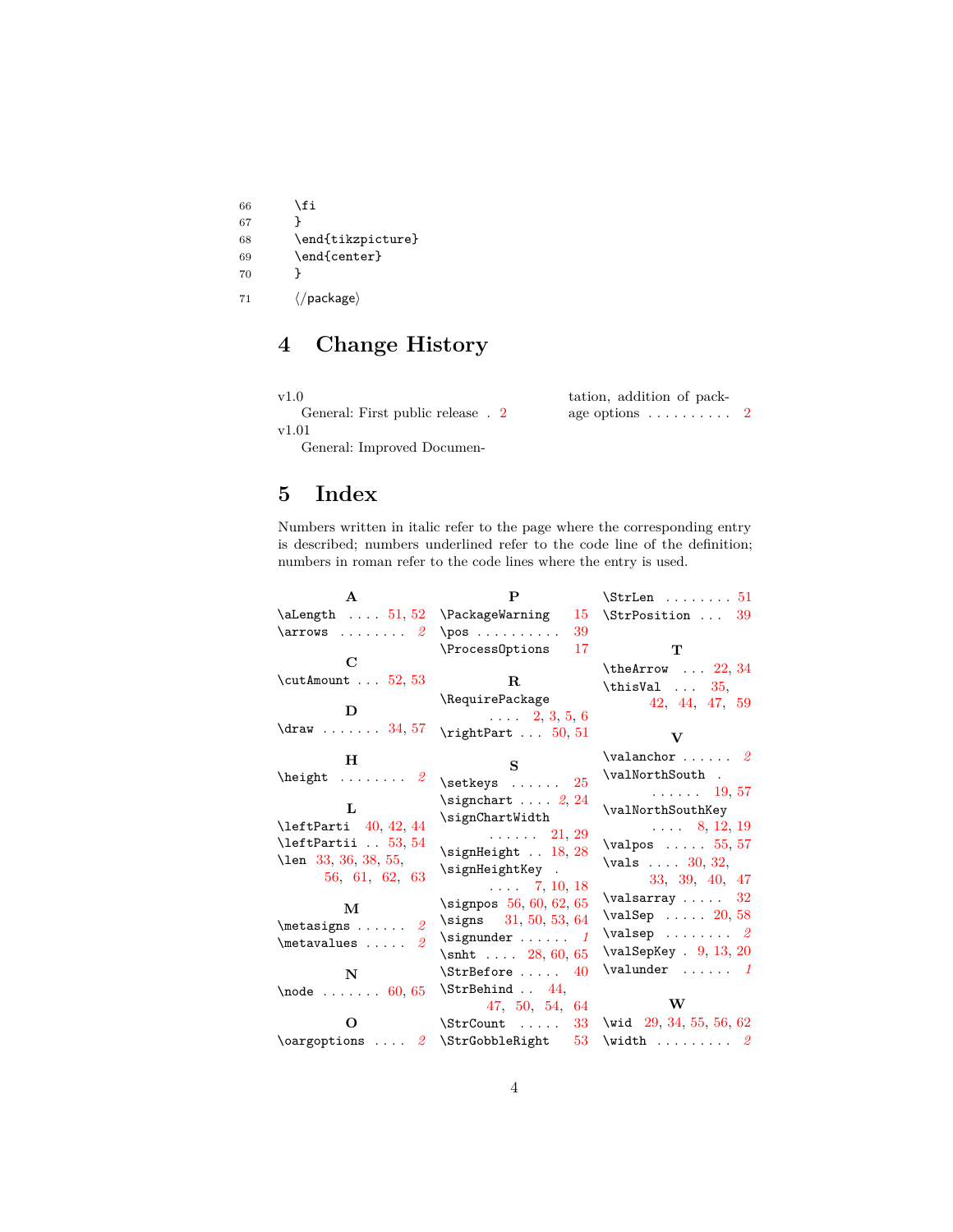```
66      \fi
67      }
68      \end{tikzpicture}
69      \end{center}
70      }
71      ⟨/package⟩
```

# 4 Change History

v1.0
  General: First public release . 2

v1.01
  General: Improved Documentation, addition of package options . . . . . . . . . . 2

# 5 Index

Numbers written in italic refer to the page where the corresponding entry is described; numbers underlined refer to the code line of the definition; numbers in roman refer to the code lines where the entry is used.

**A**

\aLength . . . . 51, 52
\arrows . . . . . . . . *2*

**C**

\cutAmount . . . 52, 53

**D**

\draw . . . . . . . 34, 57

**H**

\height . . . . . . . . *2*

**L**

\leftParti 40, 42, 44
\leftPartii . . 53, 54
\len 33, 36, 38, 55, 56, 61, 62, 63

**M**

\metasigns . . . . . . *2*
\metavalues . . . . . *2*

**N**

\node . . . . . . . 60, 65

**O**

\oargoptions . . . . *2*

**P**

\PackageWarning 15
\pos . . . . . . . . . . 39
\ProcessOptions 17

**R**

\RequirePackage . . . . 2, 3, 5, 6
\rightPart . . . 50, 51

**S**

\setkeys . . . . . . 25
\signchart . . . . *2*, 24
\signChartWidth . . . . . . 21, 29
\signHeight . . 18, 28
\signHeightKey . . . . . 7, 10, 18
\signpos 56, 60, 62, 65
\signs 31, 50, 53, 64
\signunder . . . . . . *1*
\snht . . . . 28, 60, 65
\StrBefore . . . . . 40
\StrBehind . . 44, 47, 50, 54, 64
\StrCount . . . . . 33
\StrGobbleRight 53
\StrLen . . . . . . . . 51
\StrPosition . . . 39

**T**

\theArrow . . . 22, 34
\thisVal . . . 35, 42, 44, 47, 59

**V**

\valanchor . . . . . . *2*
\valNorthSouth . . . . . . . 19, 57
\valNorthSouthKey . . . . 8, 12, 19
\valpos . . . . . 55, 57
\vals . . . . 30, 32, 33, 39, 40, 47
\valsarray . . . . . 32
\valSep . . . . . 20, 58
\valsep . . . . . . . . *2*
\valSepKey . 9, 13, 20
\valunder . . . . . . *1*

**W**

\wid 29, 34, 55, 56, 62
\width . . . . . . . . . *2*